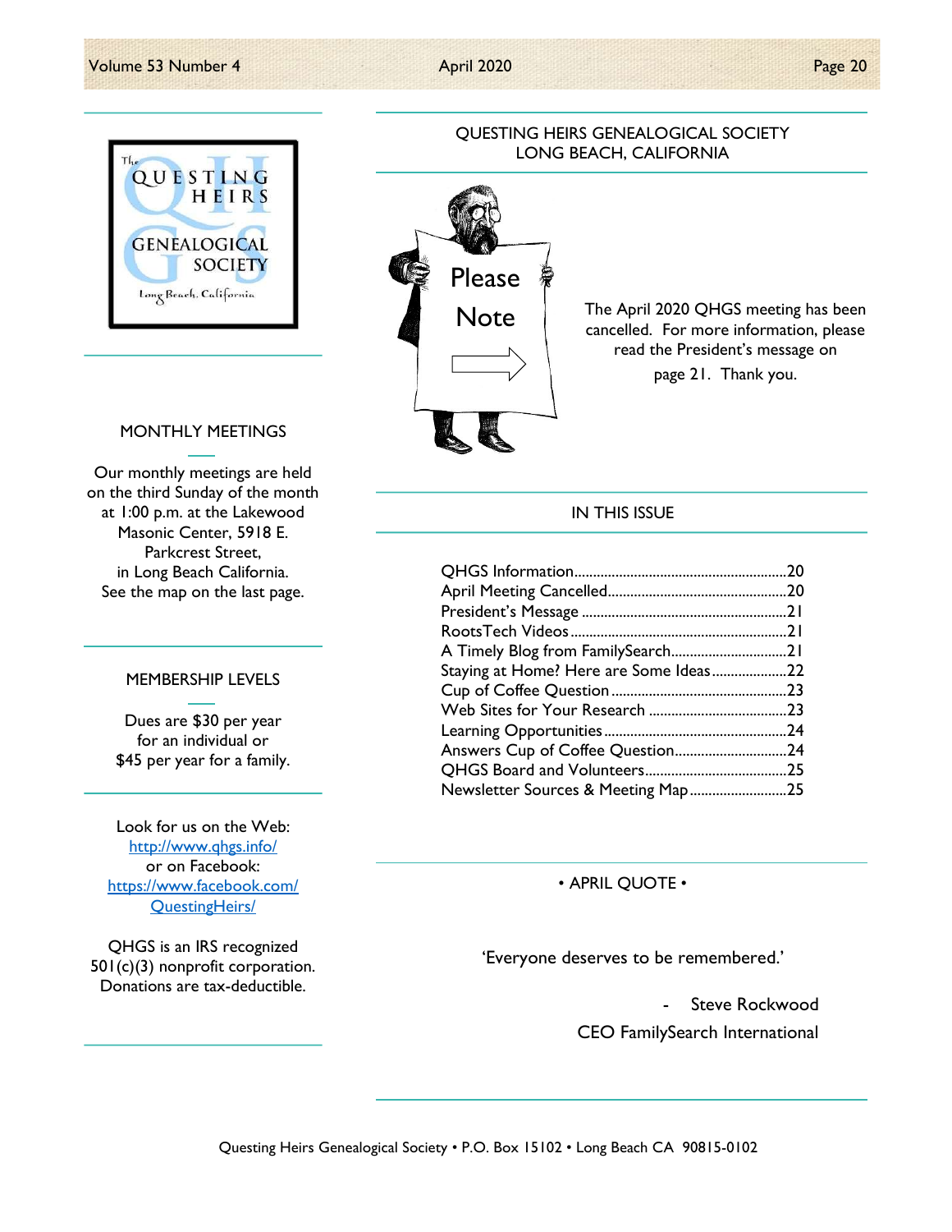## QUESTING HEIRS GENEALOGICAL SOCIETY
## LONG BEACH, CALIFORNIA

Please Note

The April 2020 QHGS meeting has been cancelled. For more information, please read the President's message on page 21. Thank you.

### IN THIS ISSUE

| | |
|---|---|
| QHGS Information | 20 |
| April Meeting Cancelled | 20 |
| President's Message | 21 |
| RootsTech Videos | 21 |
| A Timely Blog from FamilySearch | 21 |
| Staying at Home? Here are Some Ideas | 22 |
| Cup of Coffee Question | 23 |
| Web Sites for Your Research | 23 |
| Learning Opportunities | 24 |
| Answers Cup of Coffee Question | 24 |
| QHGS Board and Volunteers | 25 |
| Newsletter Sources & Meeting Map | 25 |

### • APRIL QUOTE •

'Everyone deserves to be remembered.'

\- Steve Rockwood
CEO FamilySearch International

### MONTHLY MEETINGS

Our monthly meetings are held on the third Sunday of the month at 1:00 p.m. at the Lakewood Masonic Center, 5918 E. Parkcrest Street, in Long Beach California. See the map on the last page.

### MEMBERSHIP LEVELS

Dues are $30 per year for an individual or $45 per year for a family.

Look for us on the Web:
http://www.qhgs.info/
or on Facebook:
https://www.facebook.com/QuestingHeirs/

QHGS is an IRS recognized 501(c)(3) nonprofit corporation. Donations are tax-deductible.

Questing Heirs Genealogical Society • P.O. Box 15102 • Long Beach CA 90815-0102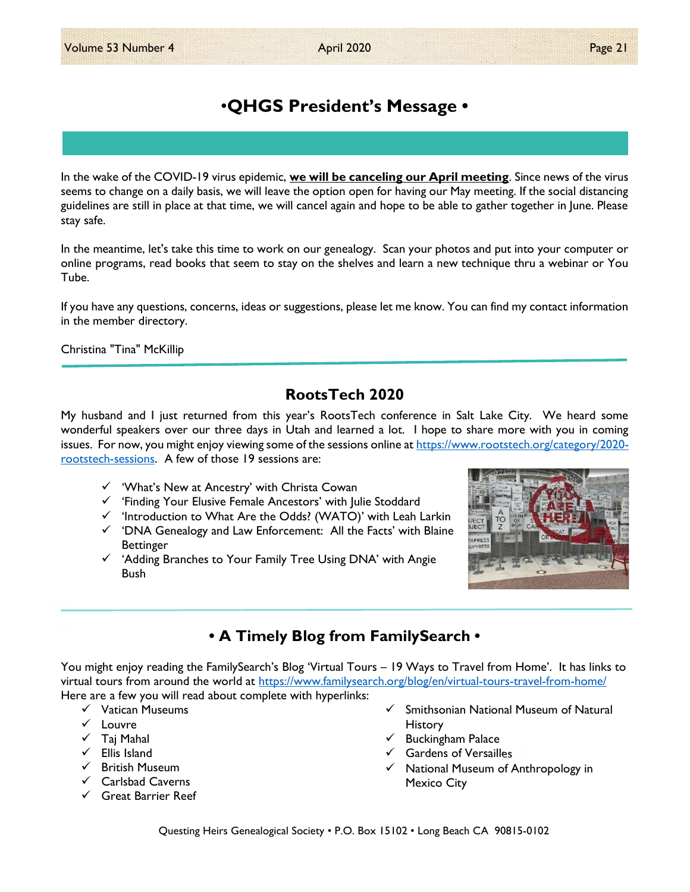# •QHGS President's Message •

In the wake of the COVID-19 virus epidemic, **<u>we will be canceling our April meeting</u>**. Since news of the virus seems to change on a daily basis, we will leave the option open for having our May meeting. If the social distancing guidelines are still in place at that time, we will cancel again and hope to be able to gather together in June. Please stay safe.

In the meantime, let's take this time to work on our genealogy. Scan your photos and put into your computer or online programs, read books that seem to stay on the shelves and learn a new technique thru a webinar or You Tube.

If you have any questions, concerns, ideas or suggestions, please let me know. You can find my contact information in the member directory.

Christina "Tina" McKillip

## RootsTech 2020

My husband and I just returned from this year's RootsTech conference in Salt Lake City. We heard some wonderful speakers over our three days in Utah and learned a lot. I hope to share more with you in coming issues. For now, you might enjoy viewing some of the sessions online at https://www.rootstech.org/category/2020-rootstech-sessions. A few of those 19 sessions are:

- ✓ 'What's New at Ancestry' with Christa Cowan
- ✓ 'Finding Your Elusive Female Ancestors' with Julie Stoddard
- ✓ 'Introduction to What Are the Odds? (WATO)' with Leah Larkin
- ✓ 'DNA Genealogy and Law Enforcement: All the Facts' with Blaine Bettinger
- ✓ 'Adding Branches to Your Family Tree Using DNA' with Angie Bush

## • A Timely Blog from FamilySearch •

You might enjoy reading the FamilySearch's Blog 'Virtual Tours – 19 Ways to Travel from Home'. It has links to virtual tours from around the world at https://www.familysearch.org/blog/en/virtual-tours-travel-from-home/
Here are a few you will read about complete with hyperlinks:

- ✓ Vatican Museums
- ✓ Louvre
- ✓ Taj Mahal
- ✓ Ellis Island
- ✓ British Museum
- ✓ Carlsbad Caverns
- ✓ Great Barrier Reef
- ✓ Smithsonian National Museum of Natural History
- ✓ Buckingham Palace
- ✓ Gardens of Versailles
- ✓ National Museum of Anthropology in Mexico City

Questing Heirs Genealogical Society • P.O. Box 15102 • Long Beach CA 90815-0102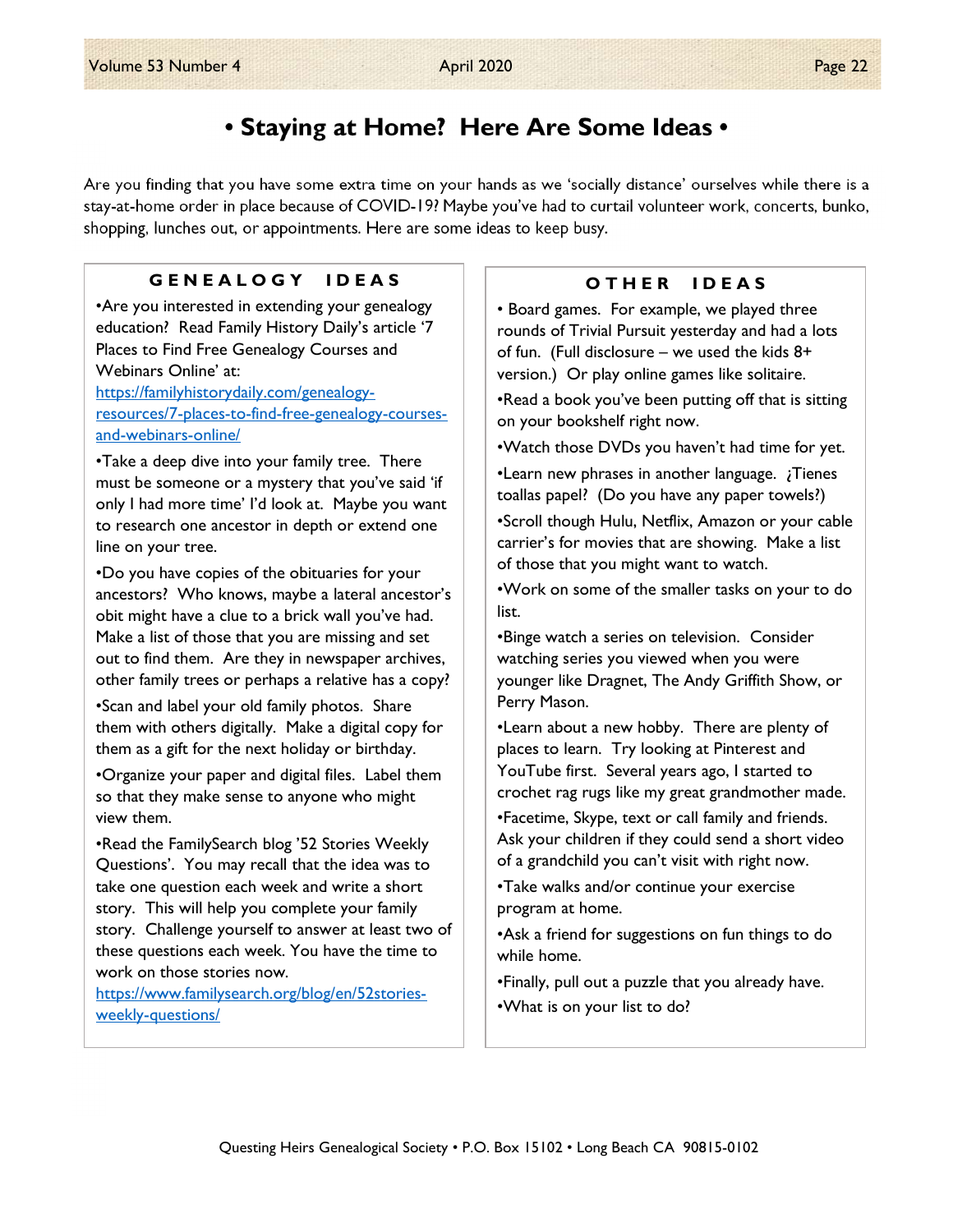# • Staying at Home? Here Are Some Ideas •

Are you finding that you have some extra time on your hands as we 'socially distance' ourselves while there is a stay-at-home order in place because of COVID-19? Maybe you've had to curtail volunteer work, concerts, bunko, shopping, lunches out, or appointments. Here are some ideas to keep busy.

## GENEALOGY IDEAS

•Are you interested in extending your genealogy education? Read Family History Daily's article '7 Places to Find Free Genealogy Courses and Webinars Online' at: https://familyhistorydaily.com/genealogy-resources/7-places-to-find-free-genealogy-courses-and-webinars-online/

•Take a deep dive into your family tree. There must be someone or a mystery that you've said 'if only I had more time' I'd look at. Maybe you want to research one ancestor in depth or extend one line on your tree.

•Do you have copies of the obituaries for your ancestors? Who knows, maybe a lateral ancestor's obit might have a clue to a brick wall you've had. Make a list of those that you are missing and set out to find them. Are they in newspaper archives, other family trees or perhaps a relative has a copy?

•Scan and label your old family photos. Share them with others digitally. Make a digital copy for them as a gift for the next holiday or birthday.

•Organize your paper and digital files. Label them so that they make sense to anyone who might view them.

•Read the FamilySearch blog '52 Stories Weekly Questions'. You may recall that the idea was to take one question each week and write a short story. This will help you complete your family story. Challenge yourself to answer at least two of these questions each week. You have the time to work on those stories now. https://www.familysearch.org/blog/en/52stories-weekly-questions/

## OTHER IDEAS

• Board games. For example, we played three rounds of Trivial Pursuit yesterday and had a lots of fun. (Full disclosure – we used the kids 8+ version.) Or play online games like solitaire.

•Read a book you've been putting off that is sitting on your bookshelf right now.

•Watch those DVDs you haven't had time for yet.

•Learn new phrases in another language. ¿Tienes toallas papel? (Do you have any paper towels?)

•Scroll though Hulu, Netflix, Amazon or your cable carrier's for movies that are showing. Make a list of those that you might want to watch.

•Work on some of the smaller tasks on your to do list.

•Binge watch a series on television. Consider watching series you viewed when you were younger like Dragnet, The Andy Griffith Show, or Perry Mason.

•Learn about a new hobby. There are plenty of places to learn. Try looking at Pinterest and YouTube first. Several years ago, I started to crochet rag rugs like my great grandmother made.

•Facetime, Skype, text or call family and friends. Ask your children if they could send a short video of a grandchild you can't visit with right now.

•Take walks and/or continue your exercise program at home.

•Ask a friend for suggestions on fun things to do while home.

•Finally, pull out a puzzle that you already have.

•What is on your list to do?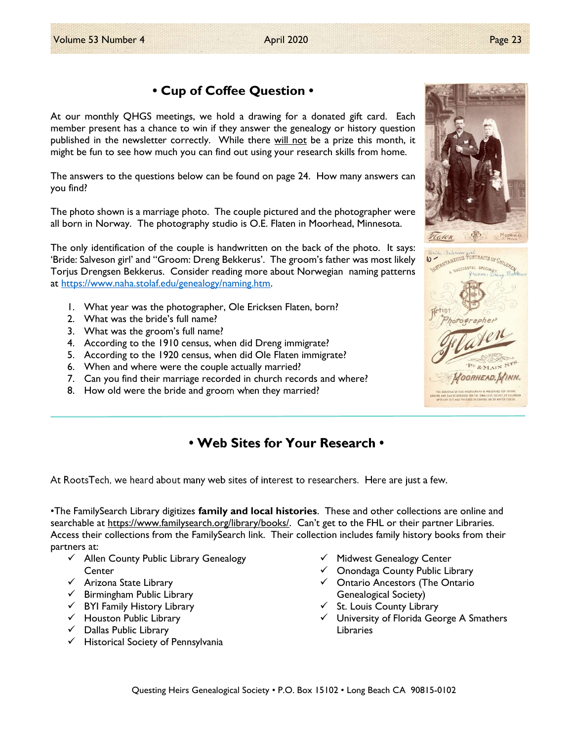## • Cup of Coffee Question •

At our monthly QHGS meetings, we hold a drawing for a donated gift card. Each member present has a chance to win if they answer the genealogy or history question published in the newsletter correctly. While there will not be a prize this month, it might be fun to see how much you can find out using your research skills from home.

The answers to the questions below can be found on page 24. How many answers can you find?

The photo shown is a marriage photo. The couple pictured and the photographer were all born in Norway. The photography studio is O.E. Flaten in Moorhead, Minnesota.

The only identification of the couple is handwritten on the back of the photo. It says: 'Bride: Salveson girl' and "Groom: Dreng Bekkerus". The groom's father was most likely Torjus Drengsen Bekkerus. Consider reading more about Norwegian naming patterns at https://www.naha.stolaf.edu/genealogy/naming.htm.

1. What year was the photographer, Ole Ericksen Flaten, born?
2. What was the bride's full name?
3. What was the groom's full name?
4. According to the 1910 census, when did Dreng immigrate?
5. According to the 1920 census, when did Ole Flaten immigrate?
6. When and where were the couple actually married?
7. Can you find their marriage recorded in church records and where?
8. How old were the bride and groom when they married?

## • Web Sites for Your Research •

At RootsTech, we heard about many web sites of interest to researchers. Here are just a few.

•The FamilySearch Library digitizes **family and local histories**. These and other collections are online and searchable at https://www.familysearch.org/library/books/. Can't get to the FHL or their partner Libraries. Access their collections from the FamilySearch link. Their collection includes family history books from their partners at:

- ✓ Allen County Public Library Genealogy Center
- ✓ Arizona State Library
- ✓ Birmingham Public Library
- ✓ BYI Family History Library
- ✓ Houston Public Library
- ✓ Dallas Public Library
- ✓ Historical Society of Pennsylvania
- ✓ Midwest Genealogy Center
- ✓ Onondaga County Public Library
- ✓ Ontario Ancestors (The Ontario Genealogical Society)
- ✓ St. Louis County Library
- ✓ University of Florida George A Smathers Libraries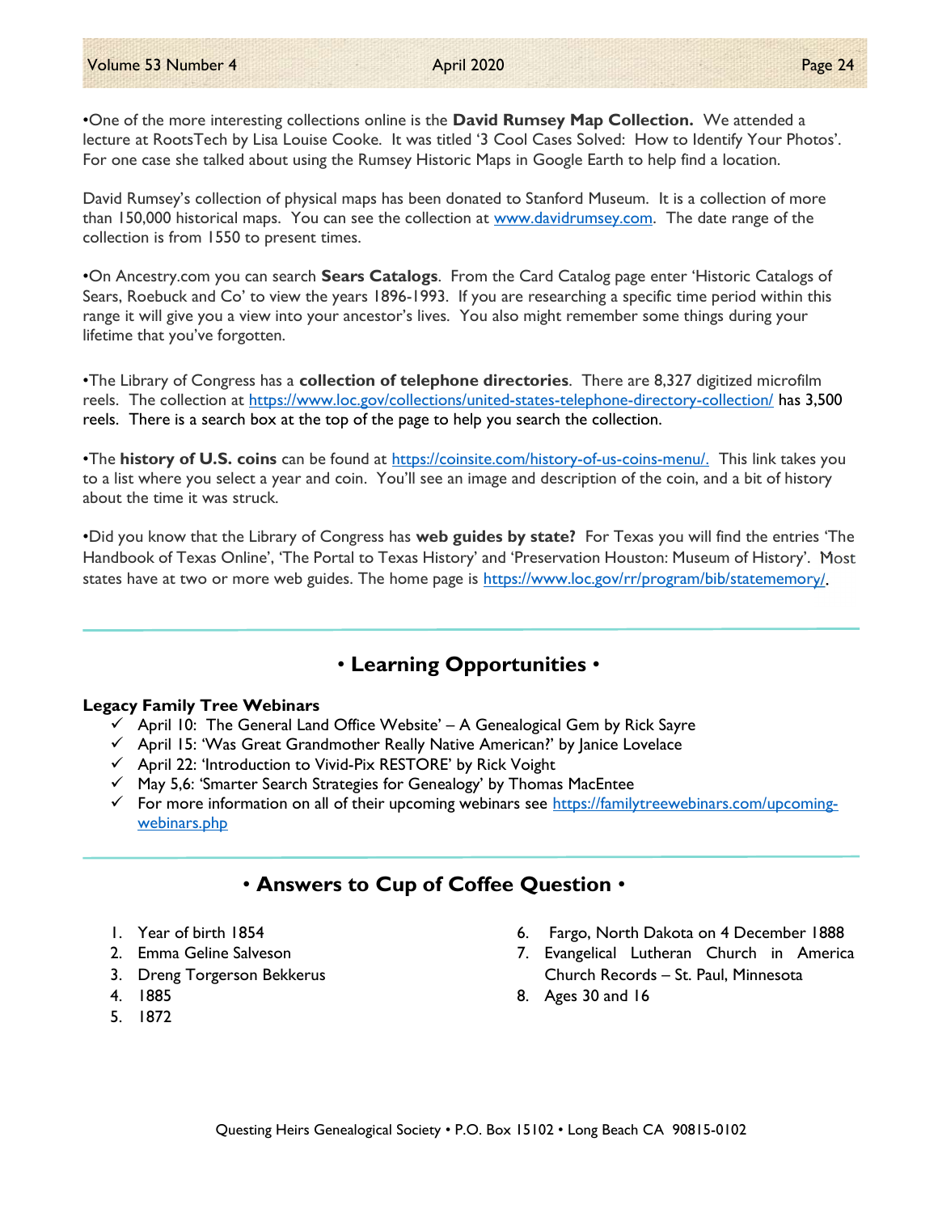•One of the more interesting collections online is the **David Rumsey Map Collection.** We attended a lecture at RootsTech by Lisa Louise Cooke. It was titled '3 Cool Cases Solved: How to Identify Your Photos'. For one case she talked about using the Rumsey Historic Maps in Google Earth to help find a location.

David Rumsey's collection of physical maps has been donated to Stanford Museum. It is a collection of more than 150,000 historical maps. You can see the collection at www.davidrumsey.com. The date range of the collection is from 1550 to present times.

•On Ancestry.com you can search **Sears Catalogs**. From the Card Catalog page enter 'Historic Catalogs of Sears, Roebuck and Co' to view the years 1896-1993. If you are researching a specific time period within this range it will give you a view into your ancestor's lives. You also might remember some things during your lifetime that you've forgotten.

•The Library of Congress has a **collection of telephone directories**. There are 8,327 digitized microfilm reels. The collection at https://www.loc.gov/collections/united-states-telephone-directory-collection/ has 3,500 reels. There is a search box at the top of the page to help you search the collection.

•The **history of U.S. coins** can be found at https://coinsite.com/history-of-us-coins-menu/. This link takes you to a list where you select a year and coin. You'll see an image and description of the coin, and a bit of history about the time it was struck.

•Did you know that the Library of Congress has **web guides by state?** For Texas you will find the entries 'The Handbook of Texas Online', 'The Portal to Texas History' and 'Preservation Houston: Museum of History'. Most states have at two or more web guides. The home page is https://www.loc.gov/rr/program/bib/statememory/.

## • Learning Opportunities •

**Legacy Family Tree Webinars**

- ✓ April 10: The General Land Office Website' – A Genealogical Gem by Rick Sayre
- ✓ April 15: 'Was Great Grandmother Really Native American?' by Janice Lovelace
- ✓ April 22: 'Introduction to Vivid-Pix RESTORE' by Rick Voight
- ✓ May 5,6: 'Smarter Search Strategies for Genealogy' by Thomas MacEntee
- ✓ For more information on all of their upcoming webinars see https://familytreewebinars.com/upcoming-webinars.php

## • Answers to Cup of Coffee Question •

1. Year of birth 1854
2. Emma Geline Salveson
3. Dreng Torgerson Bekkerus
4. 1885
5. 1872
6. Fargo, North Dakota on 4 December 1888
7. Evangelical Lutheran Church in America Church Records – St. Paul, Minnesota
8. Ages 30 and 16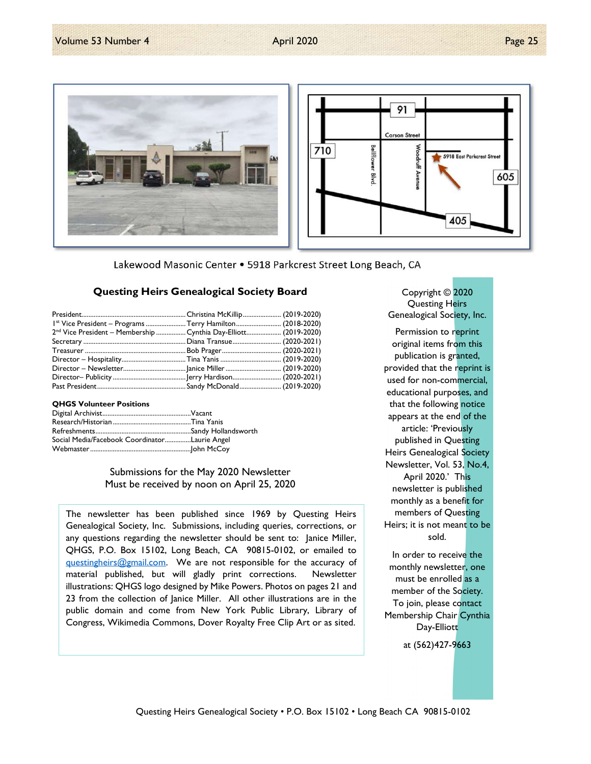91

Carson Street

710

Bellflower Blvd.

Woodruff Avenue

5918 East Parkcrest Street

605

405

Lakewood Masonic Center • 5918 Parkcrest Street Long Beach, CA

## Questing Heirs Genealogical Society Board

| | | |
|---|---|---|
| President | Christina McKillip | (2019-2020) |
| 1st Vice President – Programs | Terry Hamilton | (2018-2020) |
| 2nd Vice President – Membership | Cynthia Day-Elliott | (2019-2020) |
| Secretary | Diana Transue | (2020-2021) |
| Treasurer | Bob Prager | (2020-2021) |
| Director – Hospitality | Tina Yanis | (2019-2020) |
| Director – Newsletter | Janice Miller | (2019-2020) |
| Director– Publicity | Jerry Hardison | (2020-2021) |
| Past President | Sandy McDonald | (2019-2020) |

**QHGS Volunteer Positions**

| | |
|---|---|
| Digital Archivist | Vacant |
| Research/Historian | Tina Yanis |
| Refreshments | Sandy Hollandsworth |
| Social Media/Facebook Coordinator | Laurie Angel |
| Webmaster | John McCoy |

Submissions for the May 2020 Newsletter
Must be received by noon on April 25, 2020

The newsletter has been published since 1969 by Questing Heirs Genealogical Society, Inc. Submissions, including queries, corrections, or any questions regarding the newsletter should be sent to: Janice Miller, QHGS, P.O. Box 15102, Long Beach, CA 90815-0102, or emailed to questingheirs@gmail.com. We are not responsible for the accuracy of material published, but will gladly print corrections. Newsletter illustrations: QHGS logo designed by Mike Powers. Photos on pages 21 and 23 from the collection of Janice Miller. All other illustrations are in the public domain and come from New York Public Library, Library of Congress, Wikimedia Commons, Dover Royalty Free Clip Art or as sited.

Copyright © 2020 Questing Heirs Genealogical Society, Inc.

Permission to reprint original items from this publication is granted, provided that the reprint is used for non-commercial, educational purposes, and that the following notice appears at the end of the article: 'Previously published in Questing Heirs Genealogical Society Newsletter, Vol. 53, No.4, April 2020.' This newsletter is published monthly as a benefit for members of Questing Heirs; it is not meant to be sold.

In order to receive the monthly newsletter, one must be enrolled as a member of the Society. To join, please contact Membership Chair Cynthia Day-Elliott

at (562)427-9663